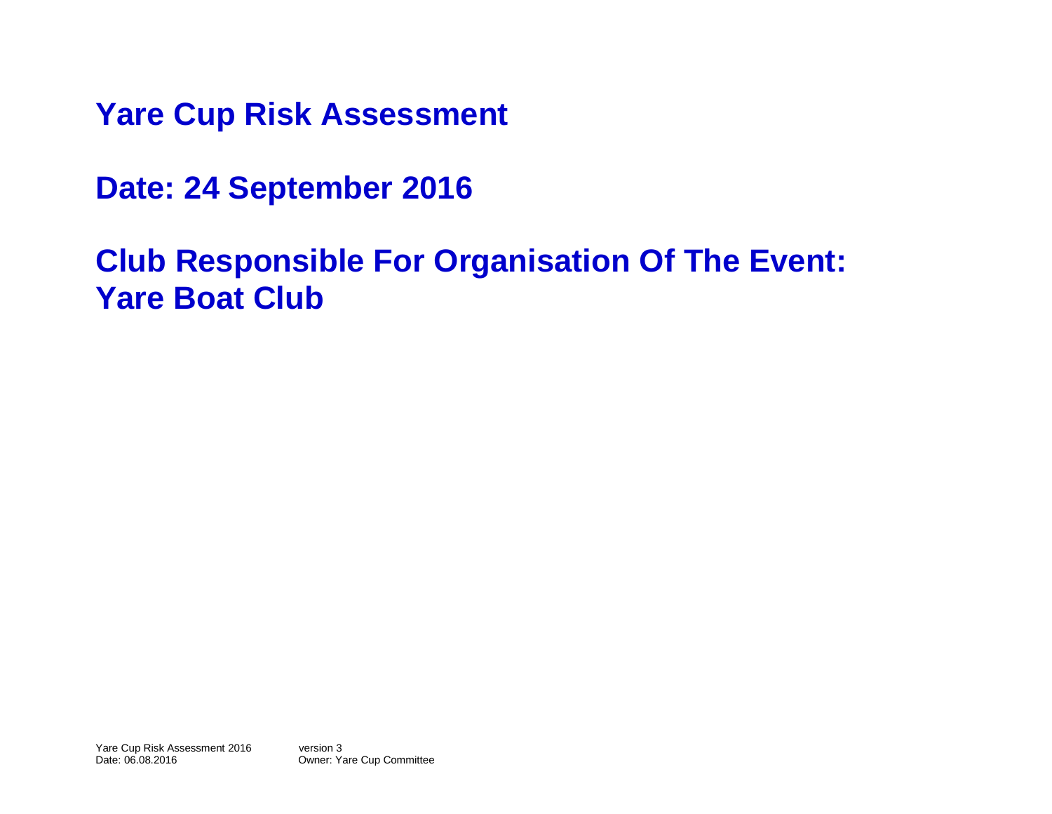# Yare Cup Risk Assessment

## Date: 24 September 2016

## Club Responsible For Organisation Of The Event: Yare Boat Club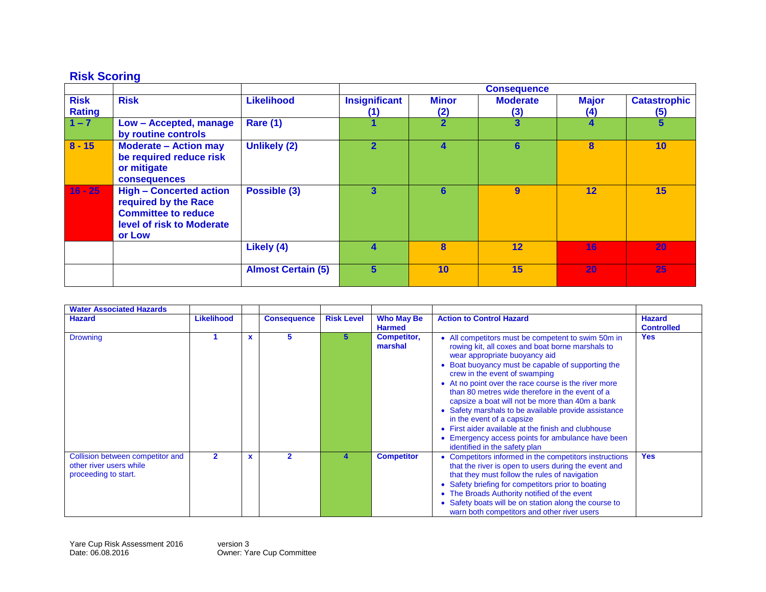## Risk Scoring

| | | | Consequence | | | | |
|---|---|---|---|---|---|---|---|
| **Risk Rating** | **Risk** | **Likelihood** | **Insignificant (1)** | **Minor (2)** | **Moderate (3)** | **Major (4)** | **Catastrophic (5)** |
| **1 – 7** | **Low – Accepted, manage by routine controls** | **Rare (1)** | **1** | **2** | **3** | **4** | **5** |
| **8 - 15** | **Moderate – Action may be required reduce risk or mitigate consequences** | **Unlikely (2)** | **2** | **4** | **6** | **8** | **10** |
| **16 - 25** | **High – Concerted action required by the Race Committee to reduce level of risk to Moderate or Low** | **Possible (3)** | **3** | **6** | **9** | **12** | **15** |
| | | **Likely (4)** | **4** | **8** | **12** | **16** | **20** |
| | | **Almost Certain (5)** | **5** | **10** | **15** | **20** | **25** |

| **Water Associated Hazards** | | | | | | | |
|---|---|---|---|---|---|---|---|
| **Hazard** | **Likelihood** | | **Consequence** | **Risk Level** | **Who May Be Harmed** | **Action to Control Hazard** | **Hazard Controlled** |
| Drowning | **1** | **x** | **5** | **5** | **Competitor, marshal** | • All competitors must be competent to swim 50m in rowing kit, all coxes and boat borne marshals to wear appropriate buoyancy aid<br>• Boat buoyancy must be capable of supporting the crew in the event of swamping<br>• At no point over the race course is the river more than 80 metres wide therefore in the event of a capsize a boat will not be more than 40m a bank<br>• Safety marshals to be available provide assistance in the event of a capsize<br>• First aider available at the finish and clubhouse<br>• Emergency access points for ambulance have been identified in the safety plan | **Yes** |
| Collision between competitor and other river users while proceeding to start. | **2** | **x** | **2** | **4** | **Competitor** | • Competitors informed in the competitors instructions that the river is open to users during the event and that they must follow the rules of navigation<br>• Safety briefing for competitors prior to boating<br>• The Broads Authority notified of the event<br>• Safety boats will be on station along the course to warn both competitors and other river users | **Yes** |

Yare Cup Risk Assessment 2016 version 3
Date: 06.08.2016 Owner: Yare Cup Committee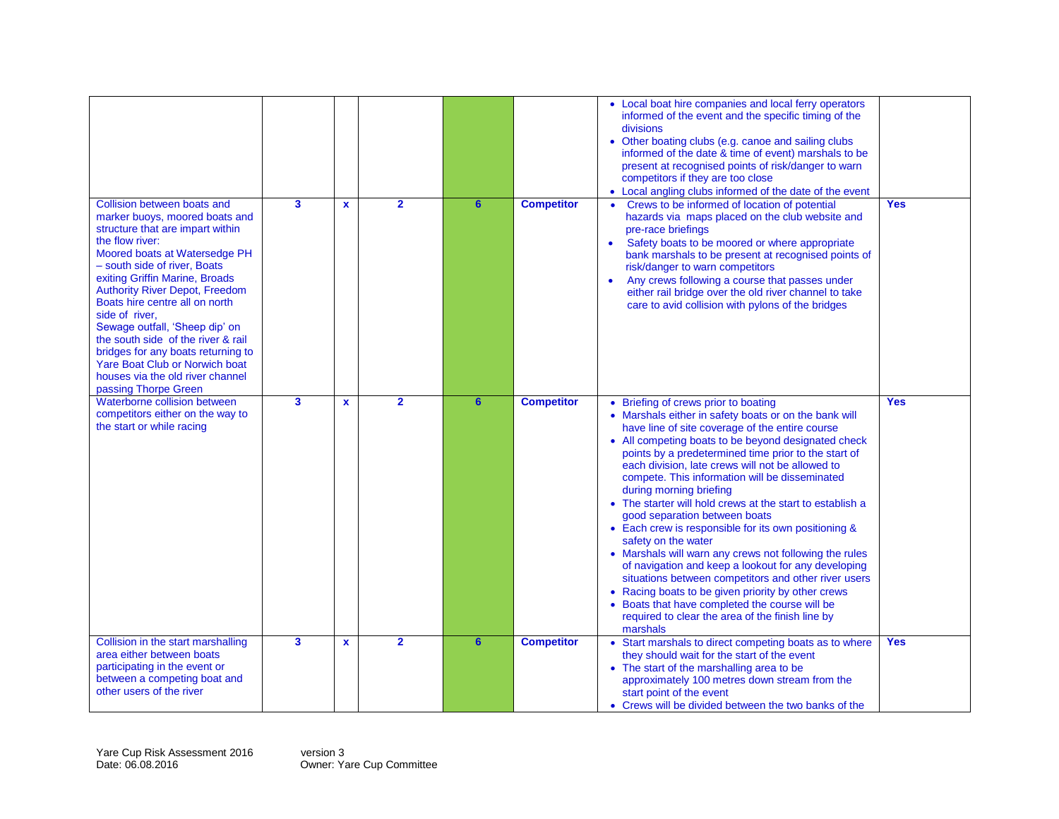| | | | | | | | |
|---|---|---|---|---|---|---|---|
| | | | | | | • Local boat hire companies and local ferry operators informed of the event and the specific timing of the divisions<br>• Other boating clubs (e.g. canoe and sailing clubs informed of the date & time of event) marshals to be present at recognised points of risk/danger to warn competitors if they are too close<br>• Local angling clubs informed of the date of the event | |
| Collision between boats and marker buoys, moored boats and structure that are impart within the flow river:<br>Moored boats at Watersedge PH – south side of river, Boats exiting Griffin Marine, Broads Authority River Depot, Freedom Boats hire centre all on north side of river,<br>Sewage outfall, 'Sheep dip' on the south side of the river & rail bridges for any boats returning to Yare Boat Club or Norwich boat houses via the old river channel passing Thorpe Green | **3** | **x** | **2** | **6** | **Competitor** | • Crews to be informed of location of potential hazards via maps placed on the club website and pre-race briefings<br>• Safety boats to be moored or where appropriate bank marshals to be present at recognised points of risk/danger to warn competitors<br>• Any crews following a course that passes under either rail bridge over the old river channel to take care to avid collision with pylons of the bridges | **Yes** |
| Waterborne collision between competitors either on the way to the start or while racing | **3** | **x** | **2** | **6** | **Competitor** | • Briefing of crews prior to boating<br>• Marshals either in safety boats or on the bank will have line of site coverage of the entire course<br>• All competing boats to be beyond designated check points by a predetermined time prior to the start of each division, late crews will not be allowed to compete. This information will be disseminated during morning briefing<br>• The starter will hold crews at the start to establish a good separation between boats<br>• Each crew is responsible for its own positioning & safety on the water<br>• Marshals will warn any crews not following the rules of navigation and keep a lookout for any developing situations between competitors and other river users<br>• Racing boats to be given priority by other crews<br>• Boats that have completed the course will be required to clear the area of the finish line by marshals | **Yes** |
| Collision in the start marshalling area either between boats participating in the event or between a competing boat and other users of the river | **3** | **x** | **2** | **6** | **Competitor** | • Start marshals to direct competing boats as to where they should wait for the start of the event<br>• The start of the marshalling area to be approximately 100 metres down stream from the start point of the event<br>• Crews will be divided between the two banks of the | **Yes** |

Yare Cup Risk Assessment 2016 version 3
Date: 06.08.2016 Owner: Yare Cup Committee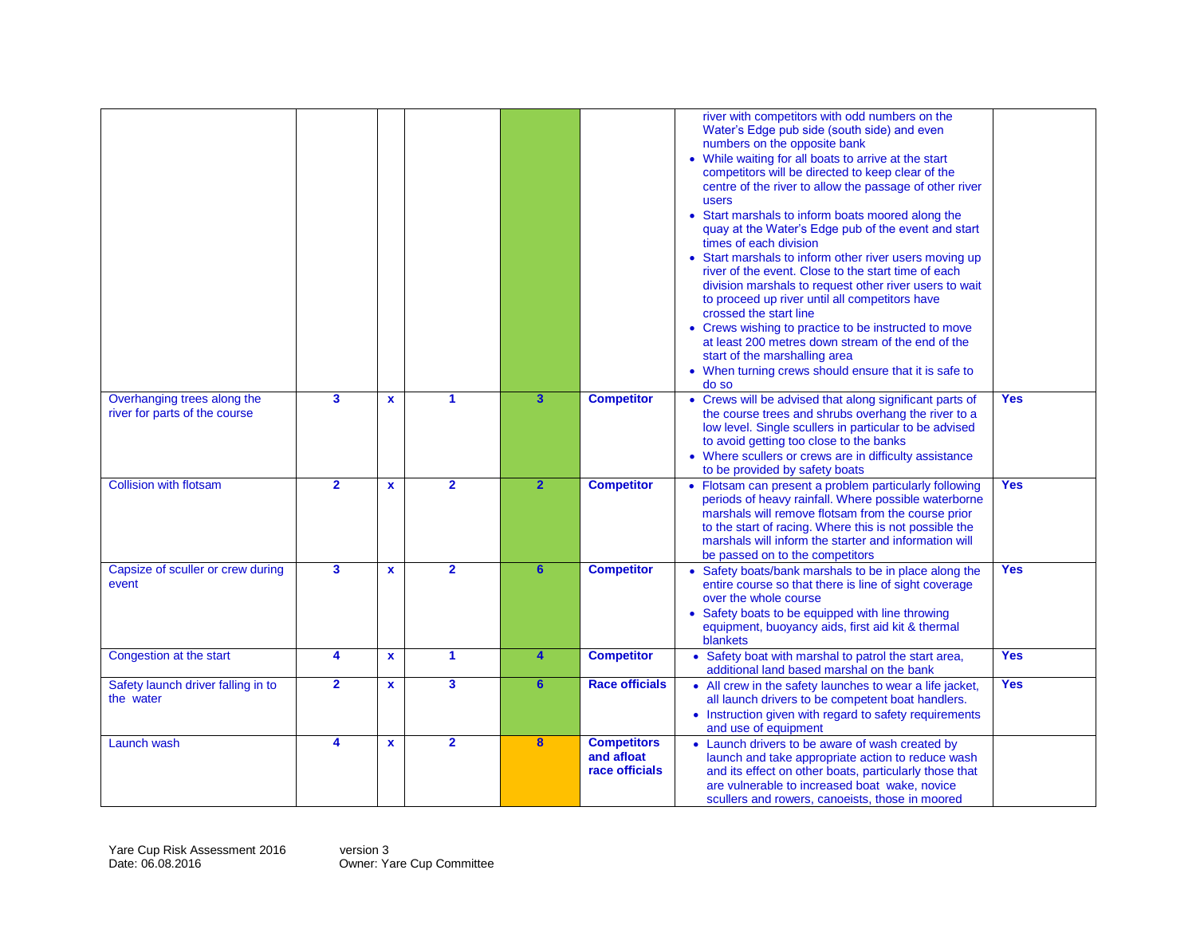| | | | | | | | |
|---|---|---|---|---|---|---|---|
| | | | | | | • river with competitors with odd numbers on the Water's Edge pub side (south side) and even numbers on the opposite bank<br>• While waiting for all boats to arrive at the start competitors will be directed to keep clear of the centre of the river to allow the passage of other river users<br>• Start marshals to inform boats moored along the quay at the Water's Edge pub of the event and start times of each division<br>• Start marshals to inform other river users moving up river of the event. Close to the start time of each division marshals to request other river users to wait to proceed up river until all competitors have crossed the start line<br>• Crews wishing to practice to be instructed to move at least 200 metres down stream of the end of the start of the marshalling area<br>• When turning crews should ensure that it is safe to do so | |
| Overhanging trees along the river for parts of the course | **3** | **x** | **1** | **3** | **Competitor** | • Crews will be advised that along significant parts of the course trees and shrubs overhang the river to a low level. Single scullers in particular to be advised to avoid getting too close to the banks<br>• Where scullers or crews are in difficulty assistance to be provided by safety boats | **Yes** |
| Collision with flotsam | **2** | **x** | **2** | **2** | **Competitor** | • Flotsam can present a problem particularly following periods of heavy rainfall. Where possible waterborne marshals will remove flotsam from the course prior to the start of racing. Where this is not possible the marshals will inform the starter and information will be passed on to the competitors | **Yes** |
| Capsize of sculler or crew during event | **3** | **x** | **2** | **6** | **Competitor** | • Safety boats/bank marshals to be in place along the entire course so that there is line of sight coverage over the whole course<br>• Safety boats to be equipped with line throwing equipment, buoyancy aids, first aid kit & thermal blankets | **Yes** |
| Congestion at the start | **4** | **x** | **1** | **4** | **Competitor** | • Safety boat with marshal to patrol the start area, additional land based marshal on the bank | **Yes** |
| Safety launch driver falling in to the water | **2** | **x** | **3** | **6** | **Race officials** | • All crew in the safety launches to wear a life jacket, all launch drivers to be competent boat handlers.<br>• Instruction given with regard to safety requirements and use of equipment | **Yes** |
| Launch wash | **4** | **x** | **2** | **8** | **Competitors and afloat race officials** | • Launch drivers to be aware of wash created by launch and take appropriate action to reduce wash and its effect on other boats, particularly those that are vulnerable to increased boat wake, novice scullers and rowers, canoeists, those in moored | |

Yare Cup Risk Assessment 2016 version 3
Date: 06.08.2016 Owner: Yare Cup Committee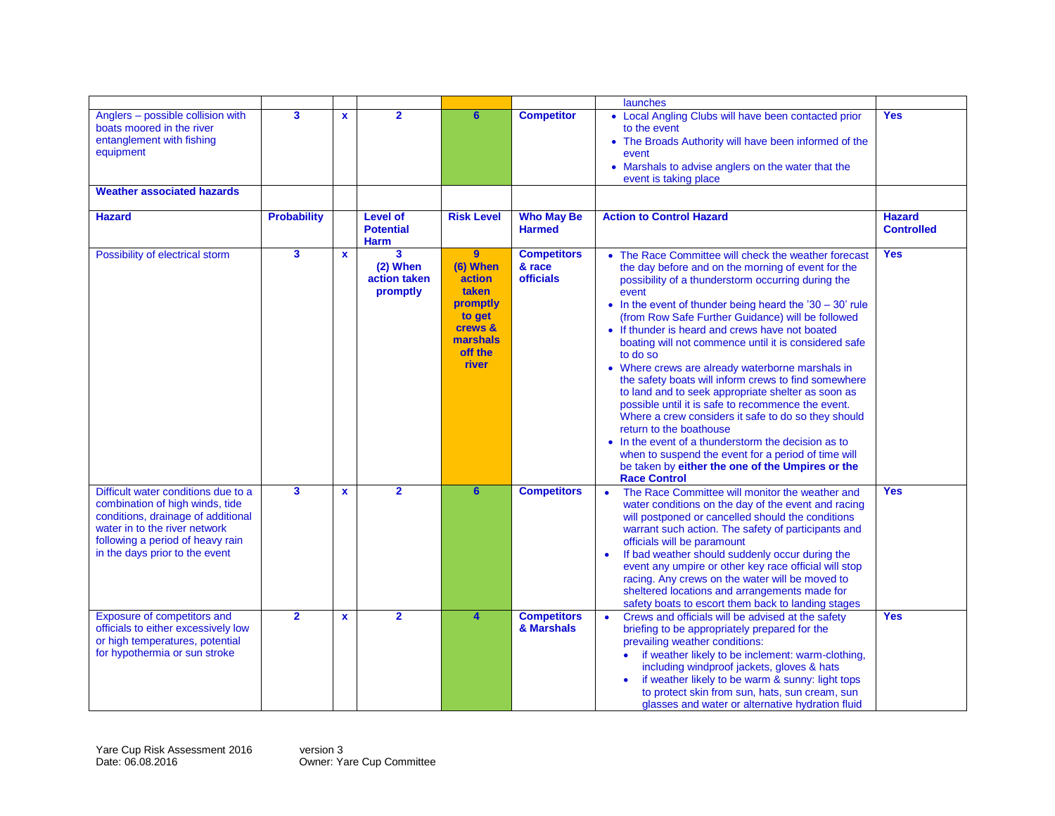| | | | | | | | |
|---|---|---|---|---|---|---|---|
| | | | | | | launches | |
| Anglers – possible collision with boats moored in the river entanglement with fishing equipment | **3** | **x** | **2** | **6** | **Competitor** | • Local Angling Clubs will have been contacted prior to the event<br>• The Broads Authority will have been informed of the event<br>• Marshals to advise anglers on the water that the event is taking place | **Yes** |
| **Weather associated hazards** | | | | | | | |
| **Hazard** | **Probability** | | **Level of Potential Harm** | **Risk Level** | **Who May Be Harmed** | **Action to Control Hazard** | **Hazard Controlled** |
| Possibility of electrical storm | **3** | **x** | **3**<br>**(2) When action taken promptly** | **9**<br>**(6) When action taken promptly to get crews & marshals off the river** | **Competitors & race officials** | • The Race Committee will check the weather forecast the day before and on the morning of event for the possibility of a thunderstorm occurring during the event<br>• In the event of thunder being heard the '30 – 30' rule (from Row Safe Further Guidance) will be followed<br>• If thunder is heard and crews have not boated boating will not commence until it is considered safe to do so<br>• Where crews are already waterborne marshals in the safety boats will inform crews to find somewhere to land and to seek appropriate shelter as soon as possible until it is safe to recommence the event. Where a crew considers it safe to do so they should return to the boathouse<br>• In the event of a thunderstorm the decision as to when to suspend the event for a period of time will be taken by **either the one of the Umpires or the Race Control** | **Yes** |
| Difficult water conditions due to a combination of high winds, tide conditions, drainage of additional water in to the river network following a period of heavy rain in the days prior to the event | **3** | **x** | **2** | **6** | **Competitors** | • The Race Committee will monitor the weather and water conditions on the day of the event and racing will postponed or cancelled should the conditions warrant such action. The safety of participants and officials will be paramount<br>• If bad weather should suddenly occur during the event any umpire or other key race official will stop racing. Any crews on the water will be moved to sheltered locations and arrangements made for safety boats to escort them back to landing stages | **Yes** |
| Exposure of competitors and officials to either excessively low or high temperatures, potential for hypothermia or sun stroke | **2** | **x** | **2** | **4** | **Competitors & Marshals** | • Crews and officials will be advised at the safety briefing to be appropriately prepared for the prevailing weather conditions:<br>&nbsp;&nbsp;◦ if weather likely to be inclement: warm-clothing, including windproof jackets, gloves & hats<br>&nbsp;&nbsp;◦ if weather likely to be warm & sunny: light tops to protect skin from sun, hats, sun cream, sun glasses and water or alternative hydration fluid | **Yes** |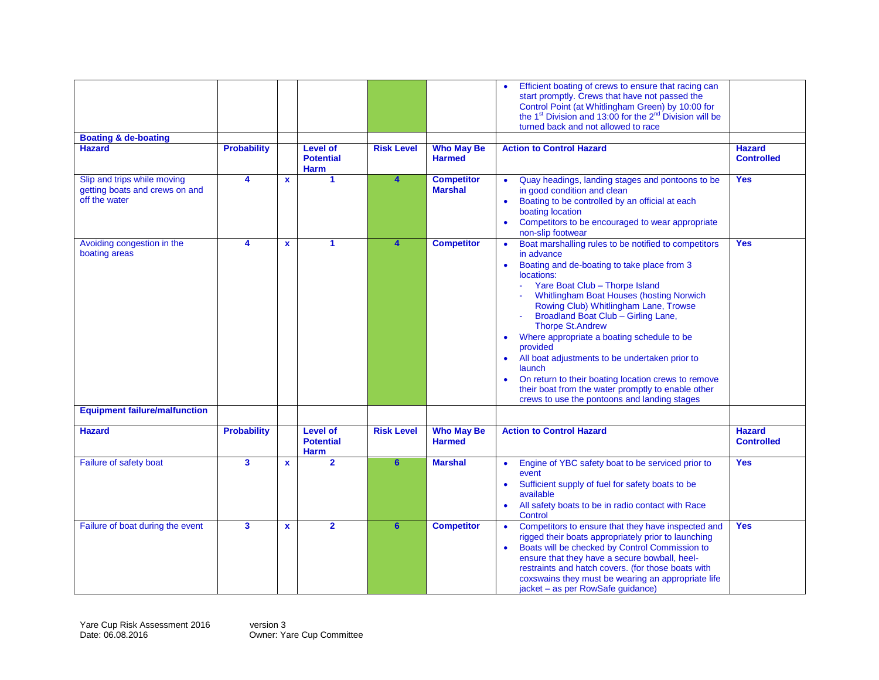| | | | | | | | |
|---|---|---|---|---|---|---|---|
| | | | | | | • Efficient boating of crews to ensure that racing can start promptly. Crews that have not passed the Control Point (at Whitlingham Green) by 10:00 for the 1st Division and 13:00 for the 2nd Division will be turned back and not allowed to race | |
| **Boating & de-boating** | | | | | | | |
| **Hazard** | **Probability** | | **Level of Potential Harm** | **Risk Level** | **Who May Be Harmed** | **Action to Control Hazard** | **Hazard Controlled** |
| Slip and trips while moving getting boats and crews on and off the water | **4** | **x** | **1** | **4** | **Competitor Marshal** | • Quay headings, landing stages and pontoons to be in good condition and clean<br>• Boating to be controlled by an official at each boating location<br>• Competitors to be encouraged to wear appropriate non-slip footwear | **Yes** |
| Avoiding congestion in the boating areas | **4** | **x** | **1** | **4** | **Competitor** | • Boat marshalling rules to be notified to competitors in advance<br>• Boating and de-boating to take place from 3 locations:<br>- Yare Boat Club – Thorpe Island<br>- Whitlingham Boat Houses (hosting Norwich Rowing Club) Whitlingham Lane, Trowse<br>- Broadland Boat Club – Girling Lane, Thorpe St.Andrew<br>• Where appropriate a boating schedule to be provided<br>• All boat adjustments to be undertaken prior to launch<br>• On return to their boating location crews to remove their boat from the water promptly to enable other crews to use the pontoons and landing stages | **Yes** |
| **Equipment failure/malfunction** | | | | | | | |
| **Hazard** | **Probability** | | **Level of Potential Harm** | **Risk Level** | **Who May Be Harmed** | **Action to Control Hazard** | **Hazard Controlled** |
| Failure of safety boat | **3** | **x** | **2** | **6** | **Marshal** | • Engine of YBC safety boat to be serviced prior to event<br>• Sufficient supply of fuel for safety boats to be available<br>• All safety boats to be in radio contact with Race Control | **Yes** |
| Failure of boat during the event | **3** | **x** | **2** | **6** | **Competitor** | • Competitors to ensure that they have inspected and rigged their boats appropriately prior to launching<br>• Boats will be checked by Control Commission to ensure that they have a secure bowball, heel-restraints and hatch covers. (for those boats with coxswains they must be wearing an appropriate life jacket – as per RowSafe guidance) | **Yes** |

Yare Cup Risk Assessment 2016 version 3
Date: 06.08.2016 Owner: Yare Cup Committee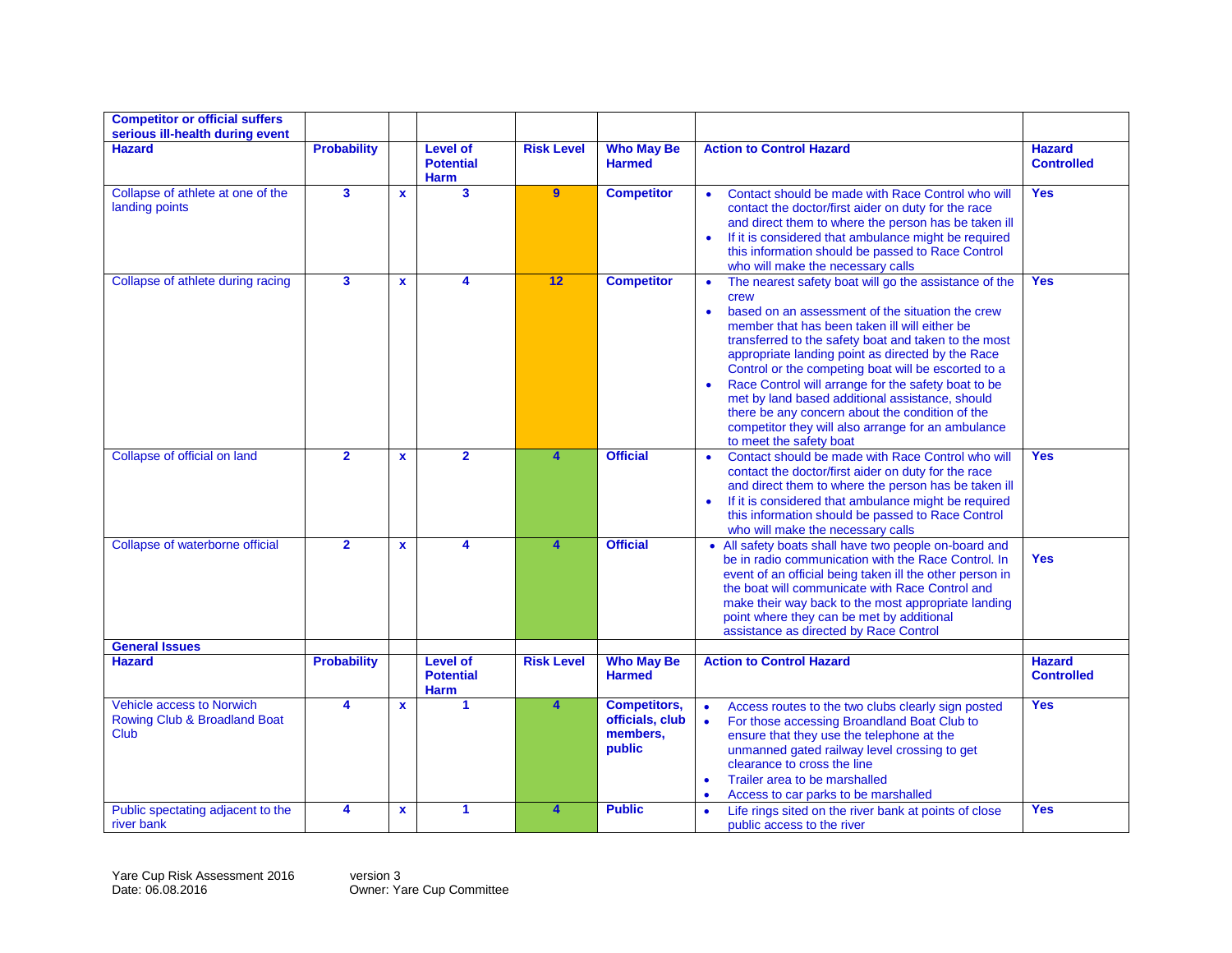| Competitor or official suffers serious ill-health during event | | | | | | | |
|---|---|---|---|---|---|---|---|
| **Hazard** | **Probability** | | **Level of Potential Harm** | **Risk Level** | **Who May Be Harmed** | **Action to Control Hazard** | **Hazard Controlled** |
| Collapse of athlete at one of the landing points | 3 | x | 3 | 9 | **Competitor** | • Contact should be made with Race Control who will contact the doctor/first aider on duty for the race and direct them to where the person has been taken ill<br>• If it is considered that ambulance might be required this information should be passed to Race Control who will make the necessary calls | **Yes** |
| Collapse of athlete during racing | 3 | x | 4 | 12 | **Competitor** | • The nearest safety boat will go the assistance of the crew<br>• based on an assessment of the situation the crew member that has been taken ill will either be transferred to the safety boat and taken to the most appropriate landing point as directed by the Race Control or the competing boat will be escorted to a<br>• Race Control will arrange for the safety boat to be met by land based additional assistance, should there be any concern about the condition of the competitor they will also arrange for an ambulance to meet the safety boat | **Yes** |
| Collapse of official on land | 2 | x | 2 | 4 | **Official** | • Contact should be made with Race Control who will contact the doctor/first aider on duty for the race and direct them to where the person has been taken ill<br>• If it is considered that ambulance might be required this information should be passed to Race Control who will make the necessary calls | **Yes** |
| Collapse of waterborne official | 2 | x | 4 | 4 | **Official** | • All safety boats shall have two people on-board and be in radio communication with the Race Control. In event of an official being taken ill the other person in the boat will communicate with Race Control and make their way back to the most appropriate landing point where they can be met by additional assistance as directed by Race Control | **Yes** |
| **General Issues** | | | | | | | |
| **Hazard** | **Probability** | | **Level of Potential Harm** | **Risk Level** | **Who May Be Harmed** | **Action to Control Hazard** | **Hazard Controlled** |
| Vehicle access to Norwich Rowing Club & Broadland Boat Club | 4 | x | 1 | 4 | **Competitors, officials, club members, public** | • Access routes to the two clubs clearly sign posted<br>• For those accessing Broandland Boat Club to ensure that they use the telephone at the unmanned gated railway level crossing to get clearance to cross the line<br>• Trailer area to be marshalled<br>• Access to car parks to be marshalled | **Yes** |
| Public spectating adjacent to the river bank | 4 | x | 1 | 4 | **Public** | • Life rings sited on the river bank at points of close public access to the river | **Yes** |

Yare Cup Risk Assessment 2016 version 3
Date: 06.08.2016 Owner: Yare Cup Committee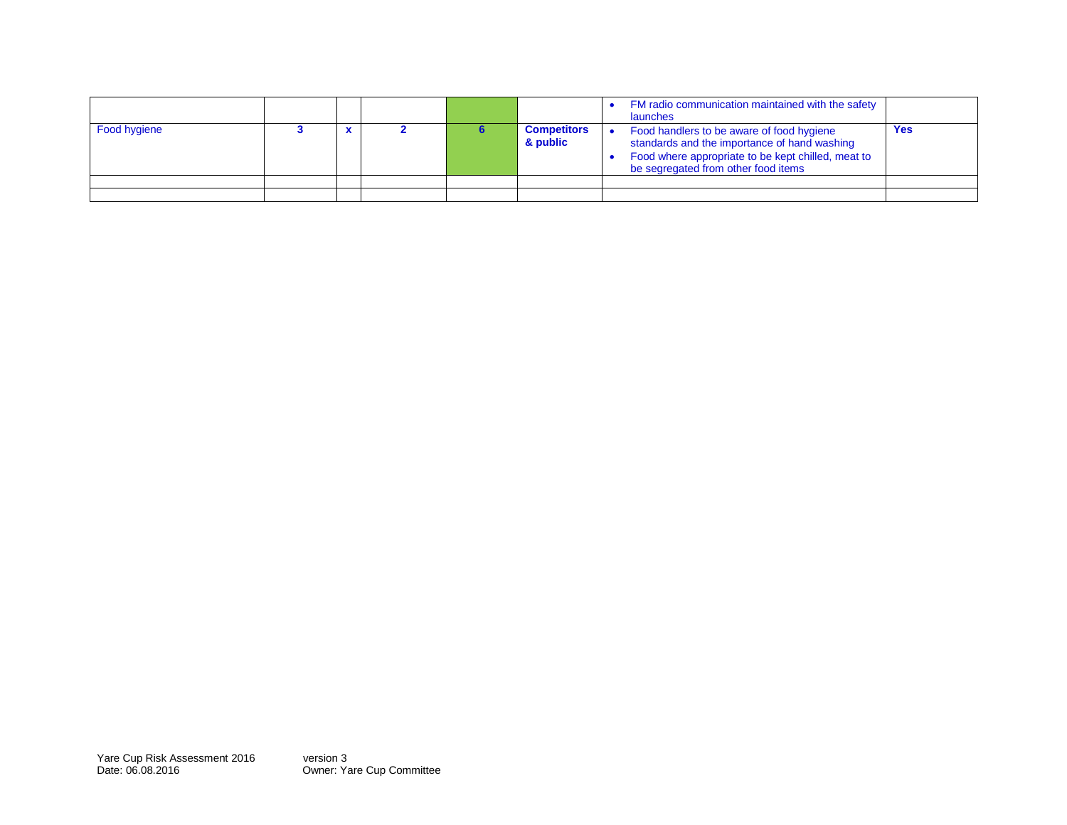| | | | | | | | |
|---|---|---|---|---|---|---|---|
| | | | | | | • FM radio communication maintained with the safety launches | |
| Food hygiene | **3** | **x** | **2** | **6** | **Competitors & public** | • Food handlers to be aware of food hygiene standards and the importance of hand washing<br>• Food where appropriate to be kept chilled, meat to be segregated from other food items | **Yes** |
| | | | | | | | |
| | | | | | | | |

Yare Cup Risk Assessment 2016 version 3
Date: 06.08.2016 Owner: Yare Cup Committee